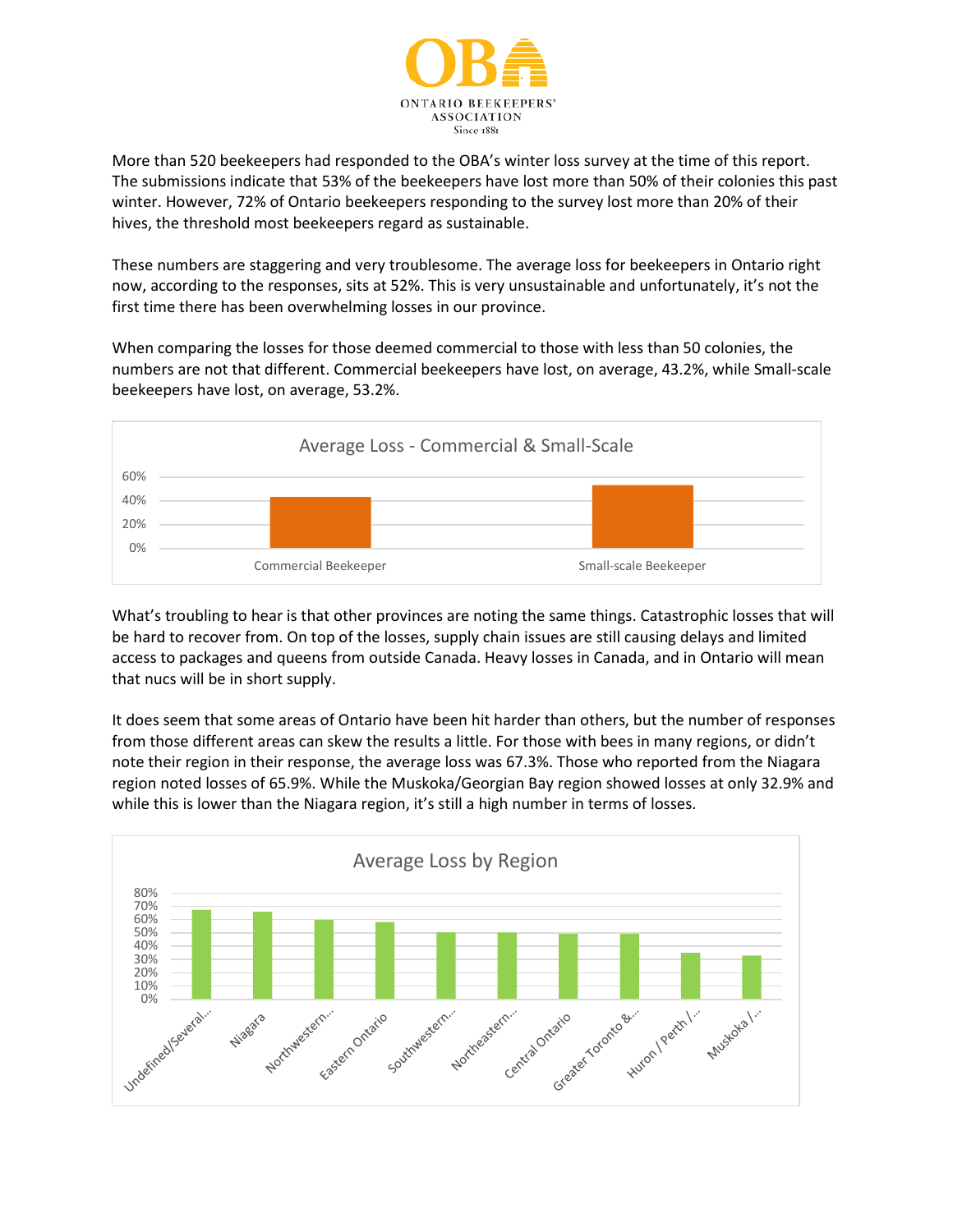OBA

ONTARIO BEEKEEPERS' ASSOCIATION

Since 1881

More than 520 beekeepers had responded to the OBA's winter loss survey at the time of this report. The submissions indicate that 53% of the beekeepers have lost more than 50% of their colonies this past winter. However, 72% of Ontario beekeepers responding to the survey lost more than 20% of their hives, the threshold most beekeepers regard as sustainable.

These numbers are staggering and very troublesome. The average loss for beekeepers in Ontario right now, according to the responses, sits at 52%. This is very unsustainable and unfortunately, it's not the first time there has been overwhelming losses in our province.

When comparing the losses for those deemed commercial to those with less than 50 colonies, the numbers are not that different. Commercial beekeepers have lost, on average, 43.2%, while Small-scale beekeepers have lost, on average, 53.2%.

Average Loss - Commercial & Small-Scale

| Category | Average Loss |
|---|---|
| Commercial Beekeeper | 43.2% |
| Small-scale Beekeeper | 53.2% |

What's troubling to hear is that other provinces are noting the same things. Catastrophic losses that will be hard to recover from. On top of the losses, supply chain issues are still causing delays and limited access to packages and queens from outside Canada. Heavy losses in Canada, and in Ontario will mean that nucs will be in short supply.

It does seem that some areas of Ontario have been hit harder than others, but the number of responses from those different areas can skew the results a little. For those with bees in many regions, or didn't note their region in their response, the average loss was 67.3%. Those who reported from the Niagara region noted losses of 65.9%. While the Muskoka/Georgian Bay region showed losses at only 32.9% and while this is lower than the Niagara region, it's still a high number in terms of losses.

Average Loss by Region

Regions shown (in order): Undefined/Several..., Niagara, Northwestern..., Eastern Ontario, Southwestern..., Northeastern..., Central Ontario, Greater Toronto &..., Huron / Perth /..., Muskoka /...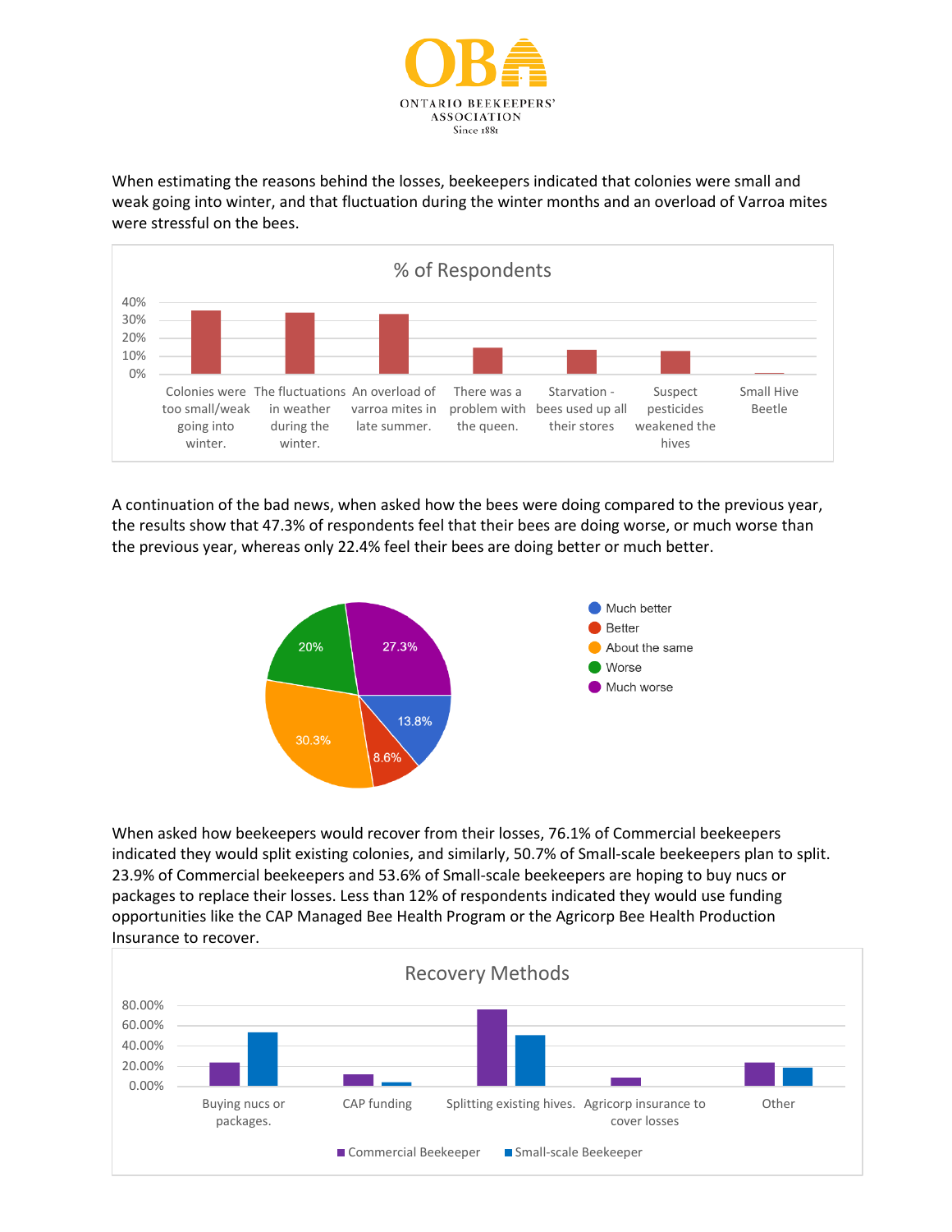When estimating the reasons behind the losses, beekeepers indicated that colonies were small and weak going into winter, and that fluctuation during the winter months and an overload of Varroa mites were stressful on the bees.

A continuation of the bad news, when asked how the bees were doing compared to the previous year, the results show that 47.3% of respondents feel that their bees are doing worse, or much worse than the previous year, whereas only 22.4% feel their bees are doing better or much better.

When asked how beekeepers would recover from their losses, 76.1% of Commercial beekeepers indicated they would split existing colonies, and similarly, 50.7% of Small-scale beekeepers plan to split. 23.9% of Commercial beekeepers and 53.6% of Small-scale beekeepers are hoping to buy nucs or packages to replace their losses. Less than 12% of respondents indicated they would use funding opportunities like the CAP Managed Bee Health Program or the Agricorp Bee Health Production Insurance to recover.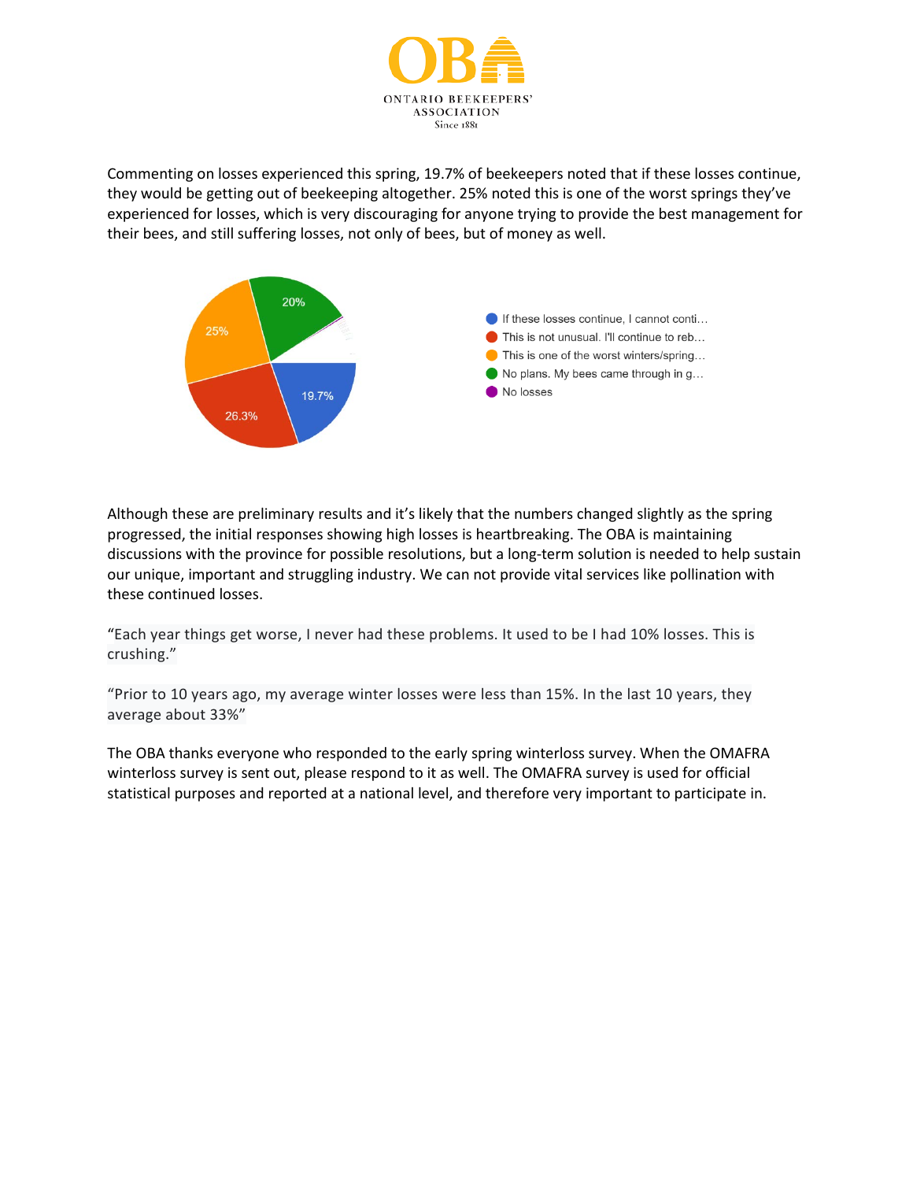Commenting on losses experienced this spring, 19.7% of beekeepers noted that if these losses continue, they would be getting out of beekeeping altogether. 25% noted this is one of the worst springs they've experienced for losses, which is very discouraging for anyone trying to provide the best management for their bees, and still suffering losses, not only of bees, but of money as well.

20%
25%
26.3%
19.7%

If these losses continue, I cannot conti…
This is not unusual. I'll continue to reb…
This is one of the worst winters/spring…
No plans. My bees came through in g…
No losses

Although these are preliminary results and it's likely that the numbers changed slightly as the spring progressed, the initial responses showing high losses is heartbreaking. The OBA is maintaining discussions with the province for possible resolutions, but a long-term solution is needed to help sustain our unique, important and struggling industry. We can not provide vital services like pollination with these continued losses.

"Each year things get worse, I never had these problems. It used to be I had 10% losses. This is crushing."

"Prior to 10 years ago, my average winter losses were less than 15%. In the last 10 years, they average about 33%"

The OBA thanks everyone who responded to the early spring winterloss survey. When the OMAFRA winterloss survey is sent out, please respond to it as well. The OMAFRA survey is used for official statistical purposes and reported at a national level, and therefore very important to participate in.